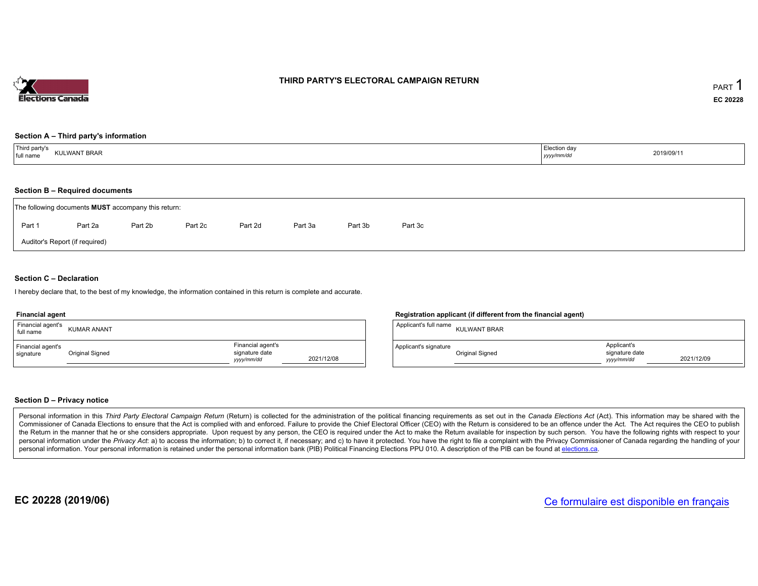# THIRD PARTY'S ELECTORAL CAMPAIGN RETURN

PART 1

**EC 20228**

## Section A – Third party's information

| Third party's full name | KULWANT BRAR | Election day *yyyy/mm/dd* | 2019/09/11 |
|---|---|---|---|

## Section B – Required documents

The following documents **MUST** accompany this return:

Part 1 Part 2a Part 2b Part 2c Part 2d Part 3a Part 3b Part 3c

Auditor's Report (if required)

## Section C – Declaration

I hereby declare that, to the best of my knowledge, the information contained in this return is complete and accurate.

**Financial agent**

| Financial agent's full name | KUMAR ANANT | | |
|---|---|---|---|
| Financial agent's signature | Original Signed | Financial agent's signature date *yyyy/mm/dd* | 2021/12/08 |

**Registration applicant (if different from the financial agent)**

| Applicant's full name | KULWANT BRAR | | |
|---|---|---|---|
| Applicant's signature | Original Signed | Applicant's signature date *yyyy/mm/dd* | 2021/12/09 |

## Section D – Privacy notice

Personal information in this *Third Party Electoral Campaign Return* (Return) is collected for the administration of the political financing requirements as set out in the *Canada Elections Act* (Act). This information may be shared with the Commissioner of Canada Elections to ensure that the Act is complied with and enforced. Failure to provide the Chief Electoral Officer (CEO) with the Return is considered to be an offence under the Act. The Act requires the CEO to publish the Return in the manner that he or she considers appropriate. Upon request by any person, the CEO is required under the Act to make the Return available for inspection by such person. You have the following rights with respect to your personal information under the *Privacy Act*: a) to access the information; b) to correct it, if necessary; and c) to have it protected. You have the right to file a complaint with the Privacy Commissioner of Canada regarding the handling of your personal information. Your personal information is retained under the personal information bank (PIB) Political Financing Elections PPU 010. A description of the PIB can be found at elections.ca.

**EC 20228 (2019/06)**

Ce formulaire est disponible en français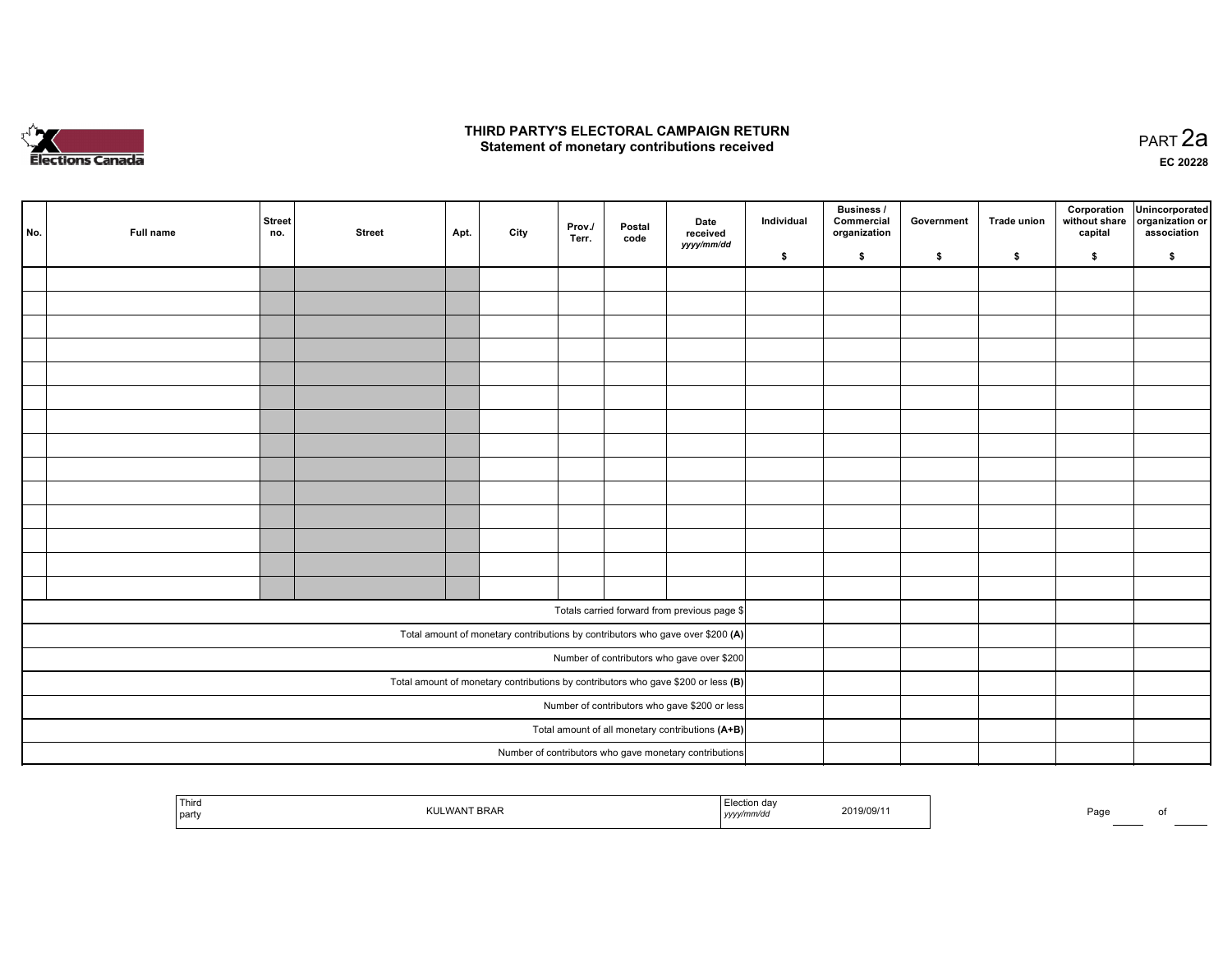# THIRD PARTY'S ELECTORAL CAMPAIGN RETURN
## Statement of monetary contributions received

PART 2a

EC 20228

| No. | Full name | Street no. | Street | Apt. | City | Prov./ Terr. | Postal code | Date received yyyy/mm/dd | Individual $ | Business / Commercial organization $ | Government $ | Trade union $ | Corporation without share capital $ | Unincorporated organization or association $ |
|---|---|---|---|---|---|---|---|---|---|---|---|---|---|---|
| | | | | | | | | | | | | | | |
| | | | | | | | | | | | | | | |
| | | | | | | | | | | | | | | |
| | | | | | | | | | | | | | | |
| | | | | | | | | | | | | | | |
| | | | | | | | | | | | | | | |
| | | | | | | | | | | | | | | |
| | | | | | | | | | | | | | | |
| | | | | | | | | | | | | | | |
| | | | | | | | | | | | | | | |
| | | | | | | | | | | | | | | |
| | | | | | | | | | | | | | | |
| | | | | | | | | | | | | | | |
| | | | | | | | | | | | | | | |
| Totals carried forward from previous page $ | | | | | | | | | | | | | | |
| Total amount of monetary contributions by contributors who gave over $200 **(A)** | | | | | | | | | | | | | | |
| Number of contributors who gave over $200 | | | | | | | | | | | | | | |
| Total amount of monetary contributions by contributors who gave $200 or less **(B)** | | | | | | | | | | | | | | |
| Number of contributors who gave $200 or less | | | | | | | | | | | | | | |
| Total amount of all monetary contributions **(A+B)** | | | | | | | | | | | | | | |
| Number of contributors who gave monetary contributions | | | | | | | | | | | | | | |

| Third party | KULWANT BRAR | Election day yyyy/mm/dd | 2019/09/11 |
|---|---|---|---|

Page ____ of ____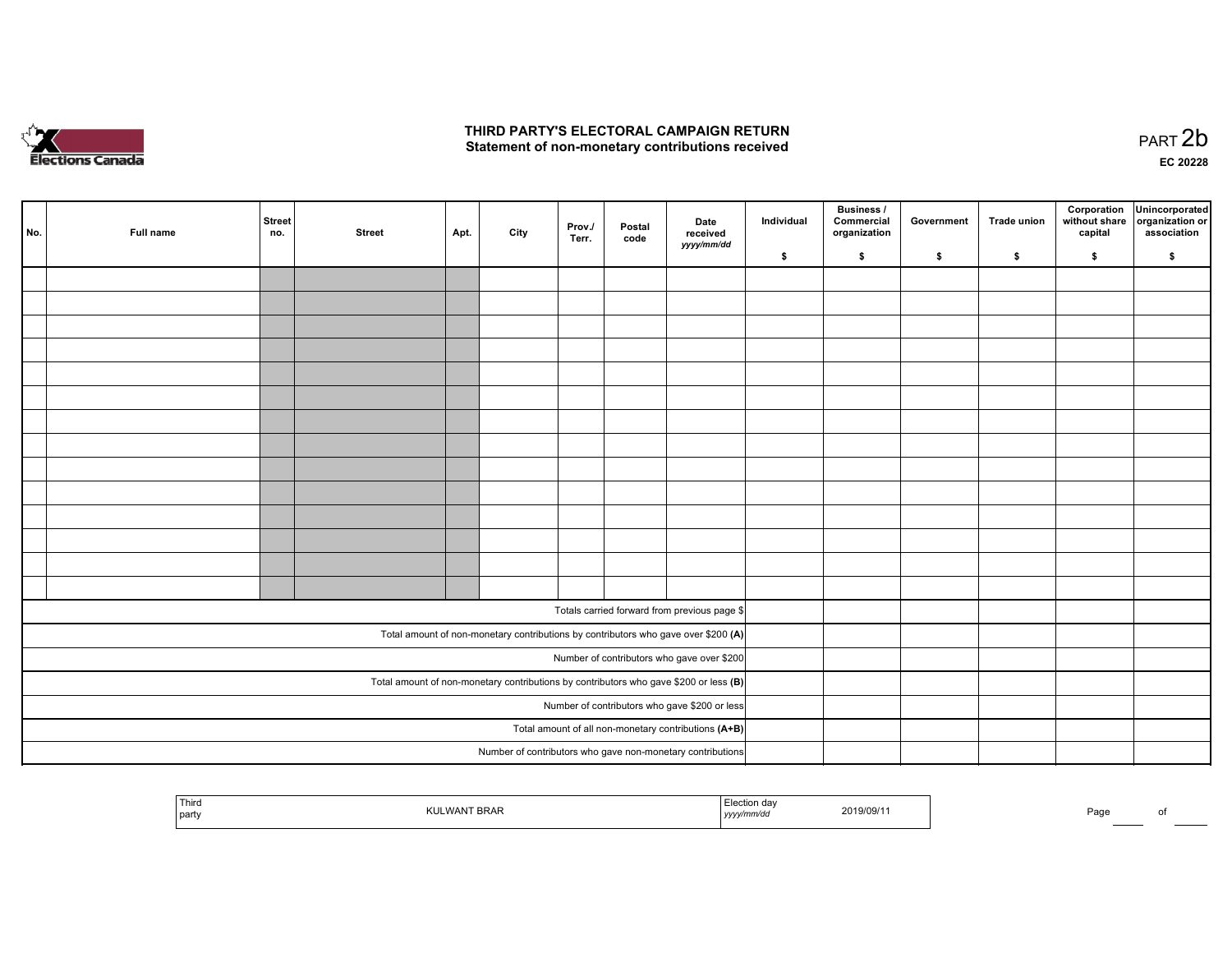# THIRD PARTY'S ELECTORAL CAMPAIGN RETURN
## Statement of non-monetary contributions received

PART 2b

EC 20228

| No. | Full name | Street no. | Street | Apt. | City | Prov./ Terr. | Postal code | Date received yyyy/mm/dd | Individual $ | Business / Commercial organization $ | Government $ | Trade union $ | Corporation without share capital $ | Unincorporated organization or association $ |
|---|---|---|---|---|---|---|---|---|---|---|---|---|---|---|
| | | | | | | | | | | | | | | |
| | | | | | | | | | | | | | | |
| | | | | | | | | | | | | | | |
| | | | | | | | | | | | | | | |
| | | | | | | | | | | | | | | |
| | | | | | | | | | | | | | | |
| | | | | | | | | | | | | | | |
| | | | | | | | | | | | | | | |
| | | | | | | | | | | | | | | |
| | | | | | | | | | | | | | | |
| | | | | | | | | | | | | | | |
| | | | | | | | | | | | | | | |
| | | | | | | | | | | | | | | |
| | | | | | | | | | | | | | | |
| Totals carried forward from previous page $ | | | | | | | | | | | | | | |
| Total amount of non-monetary contributions by contributors who gave over $200 **(A)** | | | | | | | | | | | | | | |
| Number of contributors who gave over $200 | | | | | | | | | | | | | | |
| Total amount of non-monetary contributions by contributors who gave $200 or less **(B)** | | | | | | | | | | | | | | |
| Number of contributors who gave $200 or less | | | | | | | | | | | | | | |
| Total amount of all non-monetary contributions **(A+B)** | | | | | | | | | | | | | | |
| Number of contributors who gave non-monetary contributions | | | | | | | | | | | | | | |

| Third party | KULWANT BRAR | Election day yyyy/mm/dd | 2019/09/11 |
|---|---|---|---|

Page ____ of ____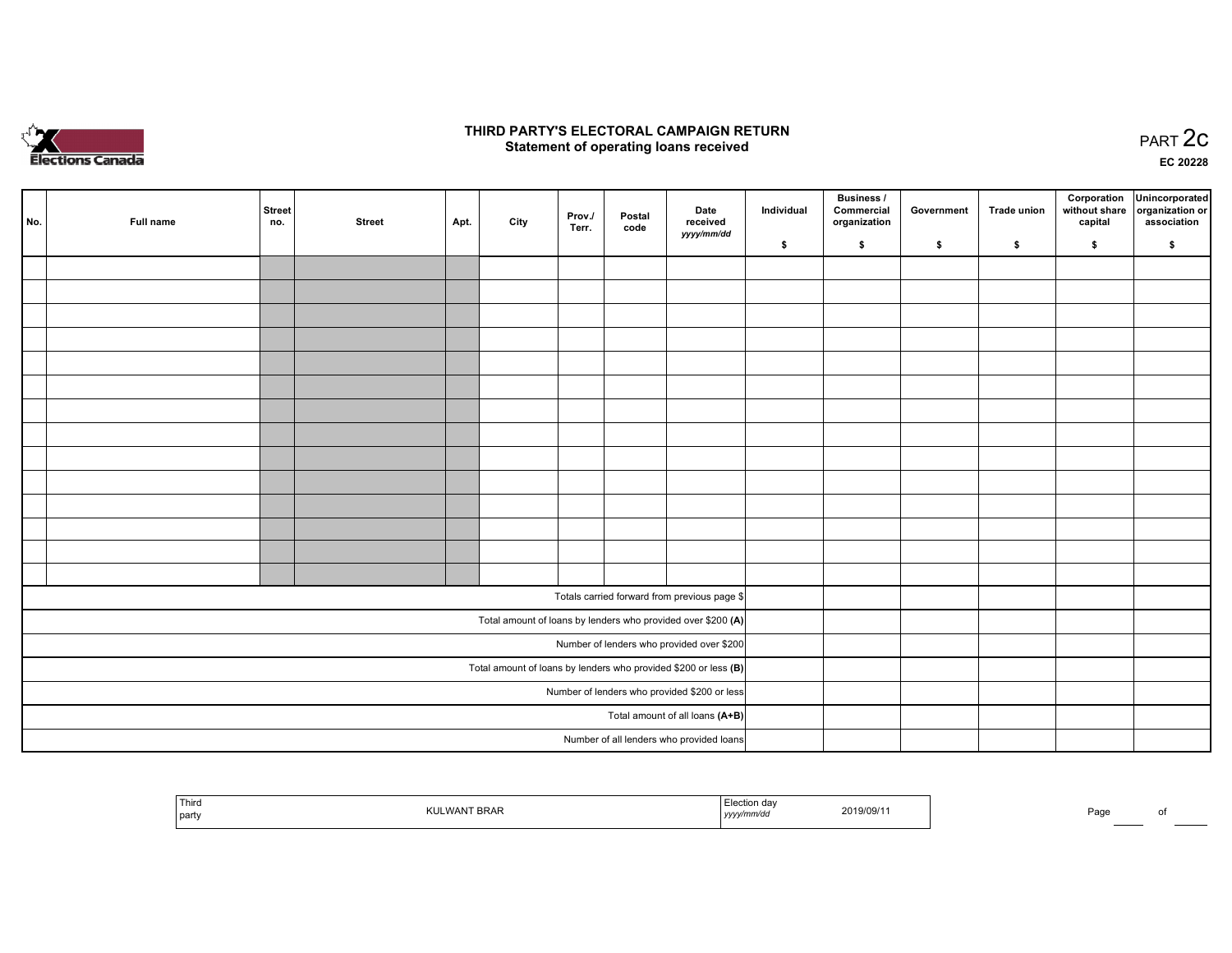Elections Canada

# THIRD PARTY'S ELECTORAL CAMPAIGN RETURN
## Statement of operating loans received

PART 2c

EC 20228

| No. | Full name | Street no. | Street | Apt. | City | Prov./ Terr. | Postal code | Date received *yyyy/mm/dd* | Individual $ | Business / Commercial organization $ | Government $ | Trade union $ | Corporation without share capital $ | Unincorporated organization or association $ |
|---|---|---|---|---|---|---|---|---|---|---|---|---|---|---|
| | | | | | | | | | | | | | | |
| | | | | | | | | | | | | | | |
| | | | | | | | | | | | | | | |
| | | | | | | | | | | | | | | |
| | | | | | | | | | | | | | | |
| | | | | | | | | | | | | | | |
| | | | | | | | | | | | | | | |
| | | | | | | | | | | | | | | |
| | | | | | | | | | | | | | | |
| | | | | | | | | | | | | | | |
| | | | | | | | | | | | | | | |
| | | | | | | | | | | | | | | |
| | | | | | | | | | | | | | | |
| | | | | | | | | | | | | | | |
| Totals carried forward from previous page $ | | | | | | | | | | | | | | |
| Total amount of loans by lenders who provided over $200 **(A)** | | | | | | | | | | | | | | |
| Number of lenders who provided over $200 | | | | | | | | | | | | | | |
| Total amount of loans by lenders who provided $200 or less **(B)** | | | | | | | | | | | | | | |
| Number of lenders who provided $200 or less | | | | | | | | | | | | | | |
| Total amount of all loans **(A+B)** | | | | | | | | | | | | | | |
| Number of all lenders who provided loans | | | | | | | | | | | | | | |

| Third party | KULWANT BRAR | Election day *yyyy/mm/dd* | 2019/09/11 |
|---|---|---|---|

Page ____ of ____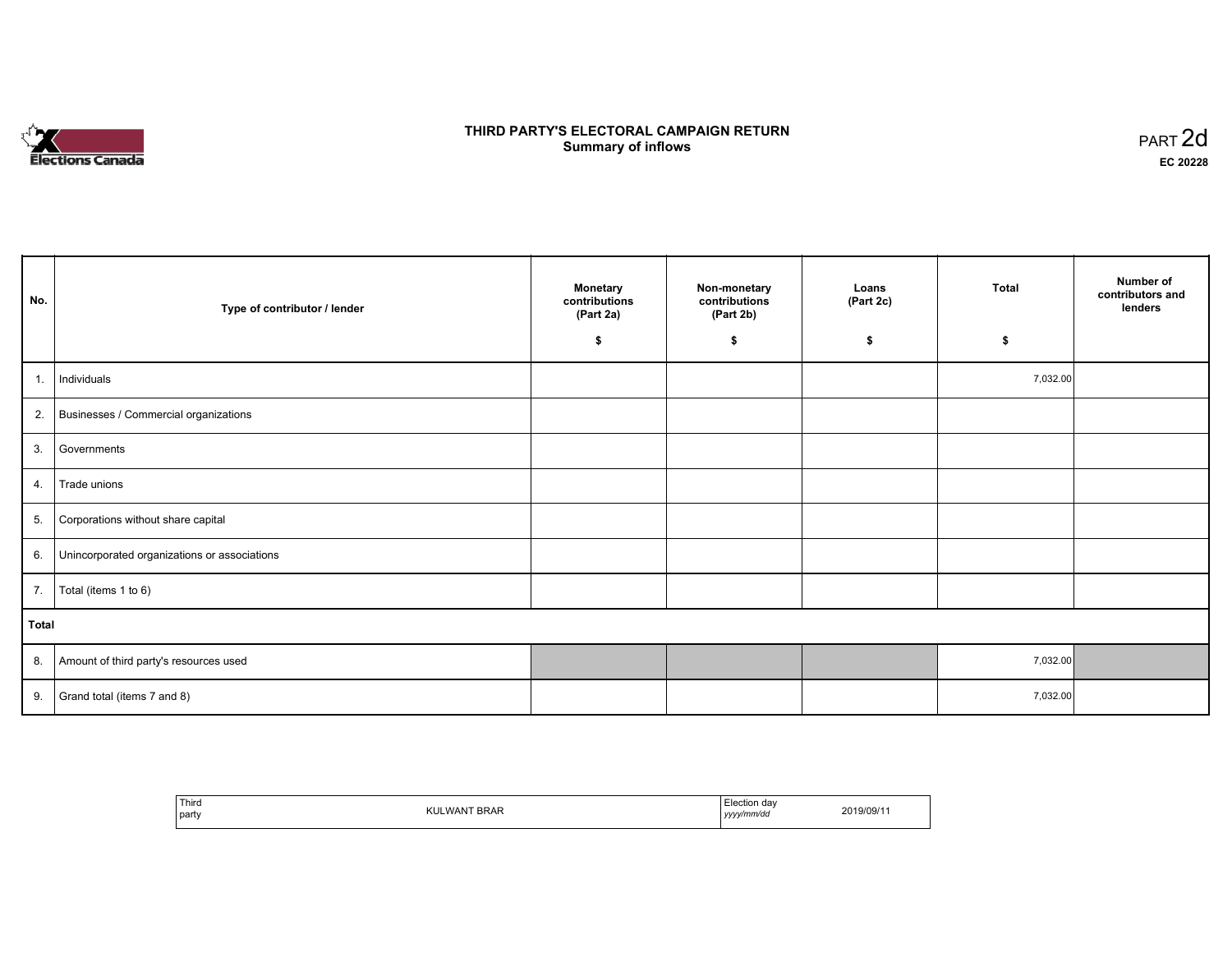# THIRD PARTY'S ELECTORAL CAMPAIGN RETURN
## Summary of inflows

PART 2d
EC 20228

| No. | Type of contributor / lender | Monetary contributions (Part 2a) $ | Non-monetary contributions (Part 2b) $ | Loans (Part 2c) $ | Total $ | Number of contributors and lenders |
|---|---|---|---|---|---|---|
| 1. | Individuals | | | | 7,032.00 | |
| 2. | Businesses / Commercial organizations | | | | | |
| 3. | Governments | | | | | |
| 4. | Trade unions | | | | | |
| 5. | Corporations without share capital | | | | | |
| 6. | Unincorporated organizations or associations | | | | | |
| 7. | Total (items 1 to 6) | | | | | |
| **Total** | | | | | | |
| 8. | Amount of third party's resources used | | | | 7,032.00 | |
| 9. | Grand total (items 7 and 8) | | | | 7,032.00 | |

| Third party | KULWANT BRAR | Election day *yyyy/mm/dd* | 2019/09/11 |
|---|---|---|---|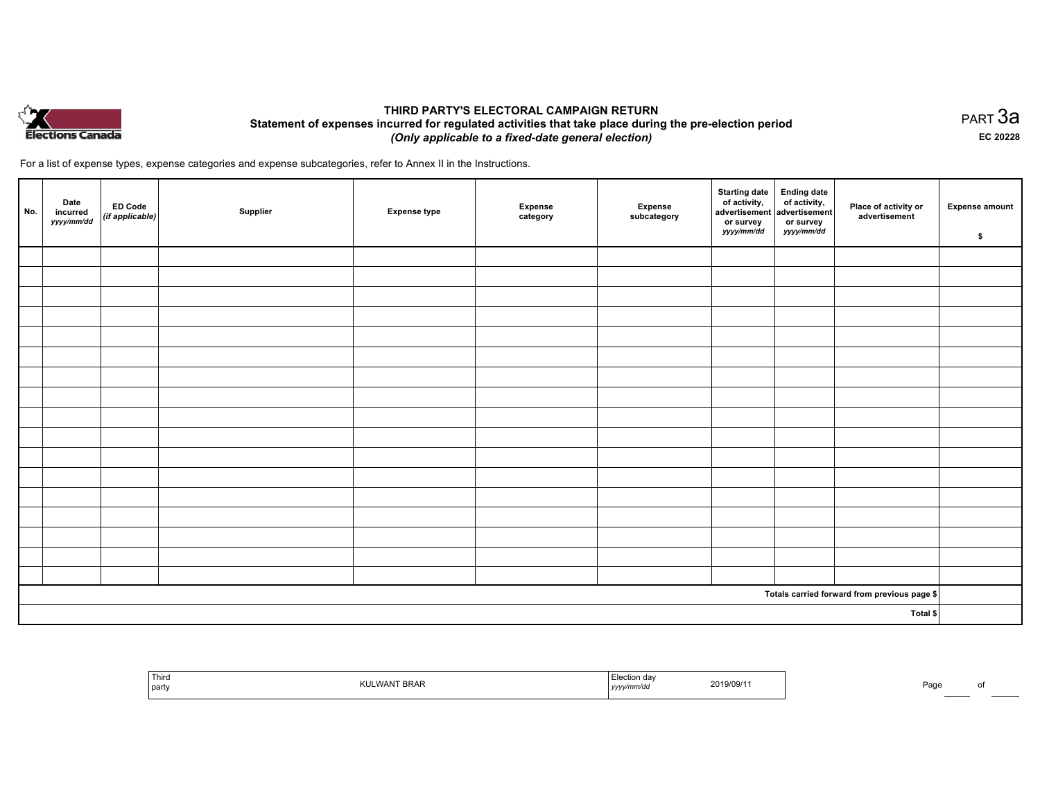# THIRD PARTY'S ELECTORAL CAMPAIGN RETURN

## Statement of expenses incurred for regulated activities that take place during the pre-election period

*(Only applicable to a fixed-date general election)*

PART 3a

EC 20228

For a list of expense types, expense categories and expense subcategories, refer to Annex II in the Instructions.

| No. | Date incurred *yyyy/mm/dd* | ED Code *(if applicable)* | Supplier | Expense type | Expense category | Expense subcategory | Starting date of activity, advertisement or survey *yyyy/mm/dd* | Ending date of activity, advertisement or survey *yyyy/mm/dd* | Place of activity or advertisement | Expense amount $ |
|---|---|---|---|---|---|---|---|---|---|---|
| | | | | | | | | | | |
| | | | | | | | | | | |
| | | | | | | | | | | |
| | | | | | | | | | | |
| | | | | | | | | | | |
| | | | | | | | | | | |
| | | | | | | | | | | |
| | | | | | | | | | | |
| | | | | | | | | | | |
| | | | | | | | | | | |
| | | | | | | | | | | |
| | | | | | | | | | | |
| | | | | | | | | | | |
| | | | | | | | | | | |
| | | | | | | | | | | |
| | | | | | | | | | | |
| | | | | | | | | | | |
| | | | | | | | | | Totals carried forward from previous page $ | |
| | | | | | | | | | Total $ | |

| Third party | KULWANT BRAR | Election day *yyyy/mm/dd* | 2019/09/11 |
|---|---|---|---|

Page ____ of ____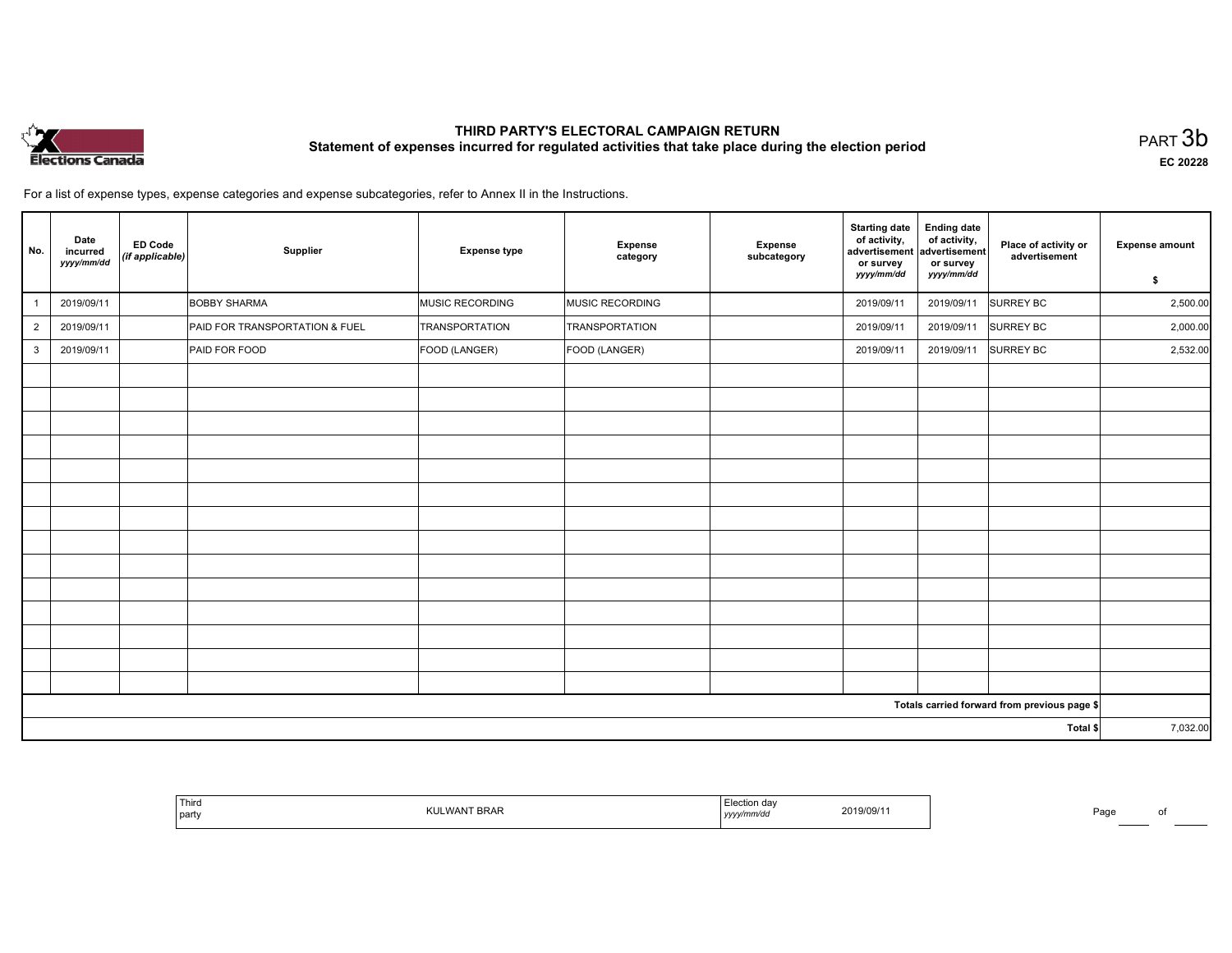# THIRD PARTY'S ELECTORAL CAMPAIGN RETURN

## Statement of expenses incurred for regulated activities that take place during the election period

PART 3b

**EC 20228**

For a list of expense types, expense categories and expense subcategories, refer to Annex II in the Instructions.

| No. | Date incurred *yyyy/mm/dd* | ED Code *(if applicable)* | Supplier | Expense type | Expense category | Expense subcategory | Starting date of activity, advertisement or survey *yyyy/mm/dd* | Ending date of activity, advertisement or survey *yyyy/mm/dd* | Place of activity or advertisement | Expense amount $ |
|---|---|---|---|---|---|---|---|---|---|---|
| 1 | 2019/09/11 | | BOBBY SHARMA | MUSIC RECORDING | MUSIC RECORDING | | 2019/09/11 | 2019/09/11 | SURREY BC | 2,500.00 |
| 2 | 2019/09/11 | | PAID FOR TRANSPORTATION & FUEL | TRANSPORTATION | TRANSPORTATION | | 2019/09/11 | 2019/09/11 | SURREY BC | 2,000.00 |
| 3 | 2019/09/11 | | PAID FOR FOOD | FOOD (LANGER) | FOOD (LANGER) | | 2019/09/11 | 2019/09/11 | SURREY BC | 2,532.00 |
| | | | | | | | | | | |
| | | | | | | | | | | |
| | | | | | | | | | | |
| | | | | | | | | | | |
| | | | | | | | | | | |
| | | | | | | | | | | |
| | | | | | | | | | | |
| | | | | | | | | | | |
| | | | | | | | | | | |
| | | | | | | | | | | |
| | | | | | | | | | | |
| | | | | | | | | | | |
| | | | | | | | | | | |
| | | | | | | | | | | |
| Totals carried forward from previous page $ | | | | | | | | | | |
| Total $ | | | | | | | | | | 7,032.00 |

| Third party | KULWANT BRAR | Election day *yyyy/mm/dd* | 2019/09/11 |
|---|---|---|---|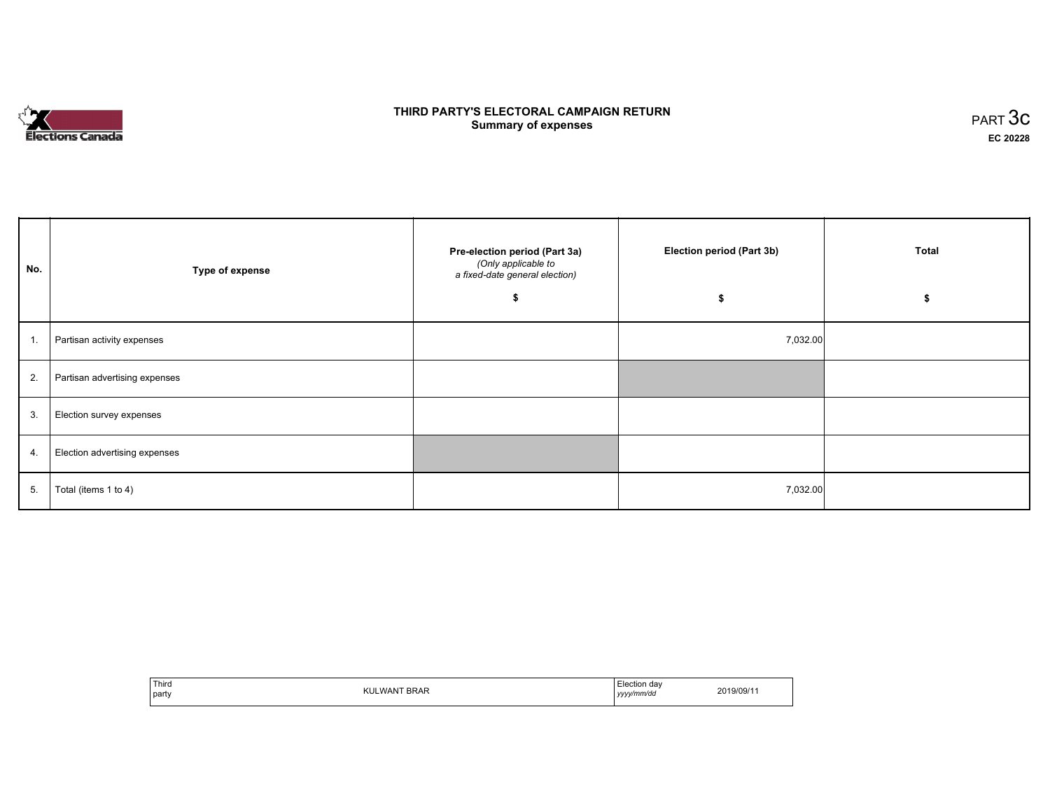# THIRD PARTY'S ELECTORAL CAMPAIGN RETURN
## Summary of expenses

PART 3c

**EC 20228**

| No. | Type of expense | Pre-election period (Part 3a) *(Only applicable to a fixed-date general election)* $ | Election period (Part 3b) $ | Total $ |
|---|---|---|---|---|
| 1. | Partisan activity expenses | | 7,032.00 | |
| 2. | Partisan advertising expenses | | | |
| 3. | Election survey expenses | | | |
| 4. | Election advertising expenses | | | |
| 5. | Total (items 1 to 4) | | 7,032.00 | |

| Third party | KULWANT BRAR | Election day *yyyy/mm/dd* | 2019/09/11 |
|---|---|---|---|